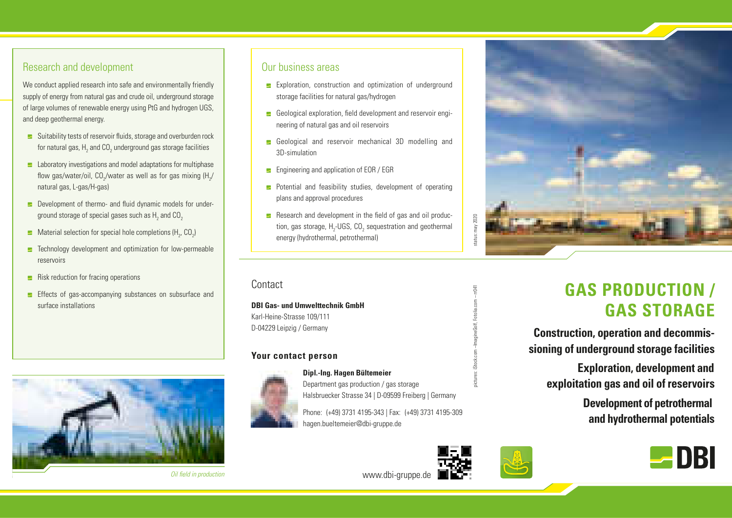## Research and development

We conduct applied research into safe and environmentally friendly supply of energy from natural gas and crude oil, underground storage of large volumes of renewable energy using PtG and hydrogen UGS, and deep geothermal energy.

- Suitability tests of reservoir fluids, storage and overburden rock for natural gas, $H_2$ and $CO_2$ underground gas storage facilities
- Laboratory investigations and model adaptations for multiphase flow gas/water/oil, $CO_2$/water as well as for gas mixing ($H_2$/natural gas, L-gas/H-gas)
- Development of thermo- and fluid dynamic models for underground storage of special gases such as $H_2$ and $CO_2$
- Material selection for special hole completions ($H_2$, $CO_2$)
- Technology development and optimization for low-permeable reservoirs
- Risk reduction for fracing operations
- Effects of gas-accompanying substances on subsurface and surface installations

*Oil field in production*

## Our business areas

- Exploration, construction and optimization of underground storage facilities for natural gas/hydrogen
- Geological exploration, field development and reservoir engineering of natural gas and oil reservoirs
- Geological and reservoir mechanical 3D modelling and 3D-simulation
- Engineering and application of EOR / EGR
- Potential and feasibility studies, development of operating plans and approval procedures
- Research and development in the field of gas and oil production, gas storage, $H_2$-UGS, $CO_2$ sequestration and geothermal energy (hydrothermal, petrothermal)

status: may 2020

## Contact

**DBI Gas- und Umwelttechnik GmbH**
Karl-Heine-Strasse 109/111
D-04229 Leipzig / Germany

### Your contact person

**Dipl.-Ing. Hagen Bültemeier**
Department gas production / gas storage
Halsbruecker Strasse 34 | D-09599 Freiberg | Germany

Phone: (+49) 3731 4195-343 | Fax: (+49) 3731 4195-309
hagen.bueltemeier@dbi-gruppe.de

www.dbi-gruppe.de

pictures: iStock.com – ImagineGolf, Fotolia.com – rr041

# GAS PRODUCTION / GAS STORAGE

**Construction, operation and decommissioning of underground storage facilities**

**Exploration, development and exploitation gas and oil of reservoirs**

**Development of petrothermal and hydrothermal potentials**

DBI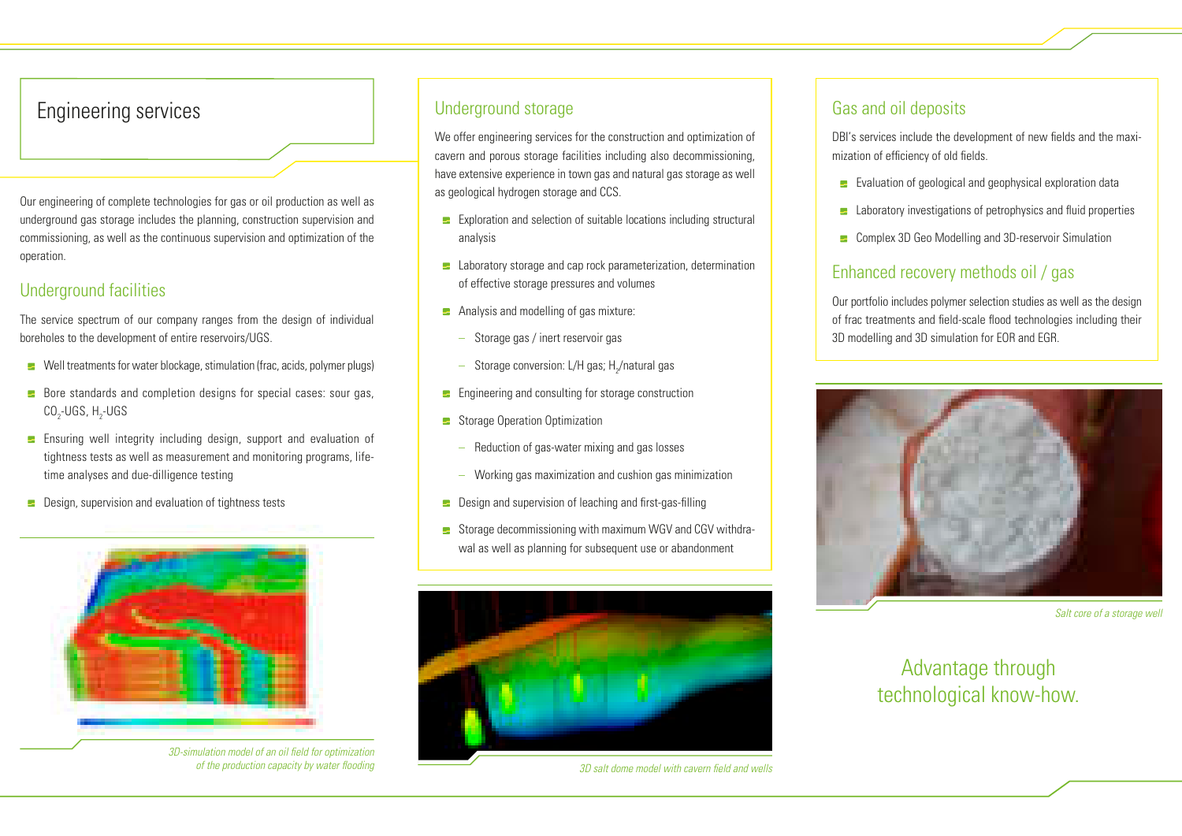# Engineering services

Our engineering of complete technologies for gas or oil production as well as underground gas storage includes the planning, construction supervision and commissioning, as well as the continuous supervision and optimization of the operation.

## Underground facilities

The service spectrum of our company ranges from the design of individual boreholes to the development of entire reservoirs/UGS.

- Well treatments for water blockage, stimulation (frac, acids, polymer plugs)
- Bore standards and completion designs for special cases: sour gas, $CO_2$-UGS, $H_2$-UGS
- Ensuring well integrity including design, support and evaluation of tightness tests as well as measurement and monitoring programs, lifetime analyses and due-dilligence testing
- Design, supervision and evaluation of tightness tests

*3D-simulation model of an oil field for optimization of the production capacity by water flooding*

## Underground storage

We offer engineering services for the construction and optimization of cavern and porous storage facilities including also decommissioning, have extensive experience in town gas and natural gas storage as well as geological hydrogen storage and CCS.

- Exploration and selection of suitable locations including structural analysis
- Laboratory storage and cap rock parameterization, determination of effective storage pressures and volumes
- Analysis and modelling of gas mixture:
  - Storage gas / inert reservoir gas
  - Storage conversion: L/H gas; $H_2$/natural gas
- Engineering and consulting for storage construction
- Storage Operation Optimization
  - Reduction of gas-water mixing and gas losses
  - Working gas maximization and cushion gas minimization
- Design and supervision of leaching and first-gas-filling
- Storage decommissioning with maximum WGV and CGV withdrawal as well as planning for subsequent use or abandonment

*3D salt dome model with cavern field and wells*

## Gas and oil deposits

DBI's services include the development of new fields and the maximization of efficiency of old fields.

- Evaluation of geological and geophysical exploration data
- Laboratory investigations of petrophysics and fluid properties
- Complex 3D Geo Modelling and 3D-reservoir Simulation

## Enhanced recovery methods oil / gas

Our portfolio includes polymer selection studies as well as the design of frac treatments and field-scale flood technologies including their 3D modelling and 3D simulation for EOR and EGR.

*Salt core of a storage well*

Advantage through technological know-how.